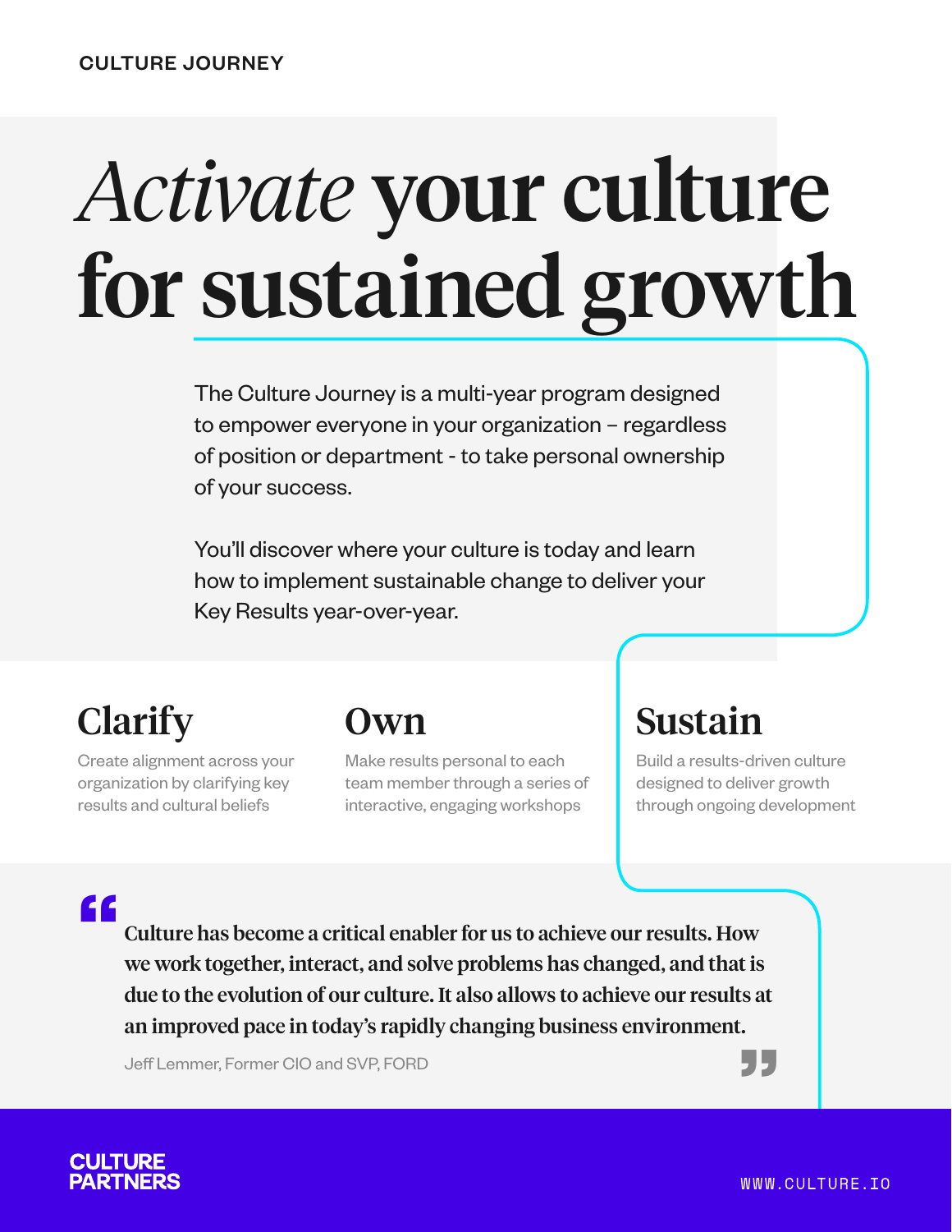CULTURE JOURNEY

# *Activate* your culture for sustained growth

The Culture Journey is a multi-year program designed to empower everyone in your organization – regardless of position or department - to take personal ownership of your success.

You'll discover where your culture is today and learn how to implement sustainable change to deliver your Key Results year-over-year.

## Clarify

Create alignment across your organization by clarifying key results and cultural beliefs

## Own

Make results personal to each team member through a series of interactive, engaging workshops

## Sustain

Build a results-driven culture designed to deliver growth through ongoing development

> **Culture has become a critical enabler for us to achieve our results. How we work together, interact, and solve problems has changed, and that is due to the evolution of our culture. It also allows to achieve our results at an improved pace in today's rapidly changing business environment.**
>
> Jeff Lemmer, Former CIO and SVP, FORD

CULTURE PARTNERS

WWW.CULTURE.IO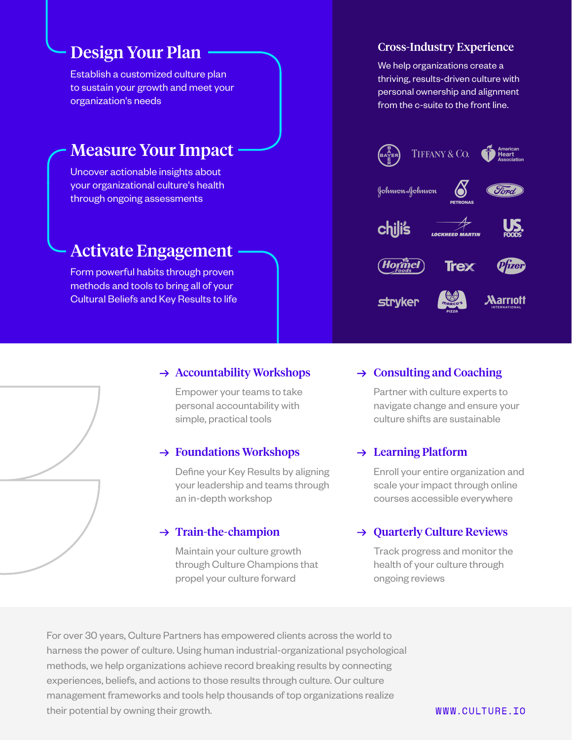## Design Your Plan

Establish a customized culture plan to sustain your growth and meet your organization's needs

## Measure Your Impact

Uncover actionable insights about your organizational culture's health through ongoing assessments

## Activate Engagement

Form powerful habits through proven methods and tools to bring all of your Cultural Beliefs and Key Results to life

### Cross-Industry Experience

We help organizations create a thriving, results-driven culture with personal ownership and alignment from the c-suite to the front line.

BAYER · TIFFANY & Co. · American Heart Association · Johnson & Johnson · PETRONAS · Ford · chili's · LOCKHEED MARTIN · US FOODS · Hormel Foods · Trex · Pfizer · stryker · MARCO'S PIZZA · Marriott INTERNATIONAL

### → Accountability Workshops

Empower your teams to take personal accountability with simple, practical tools

### → Foundations Workshops

Define your Key Results by aligning your leadership and teams through an in-depth workshop

### → Train-the-champion

Maintain your culture growth through Culture Champions that propel your culture forward

### → Consulting and Coaching

Partner with culture experts to navigate change and ensure your culture shifts are sustainable

### → Learning Platform

Enroll your entire organization and scale your impact through online courses accessible everywhere

### → Quarterly Culture Reviews

Track progress and monitor the health of your culture through ongoing reviews

For over 30 years, Culture Partners has empowered clients across the world to harness the power of culture. Using human industrial-organizational psychological methods, we help organizations achieve record breaking results by connecting experiences, beliefs, and actions to those results through culture. Our culture management frameworks and tools help thousands of top organizations realize their potential by owning their growth.

WWW.CULTURE.IO